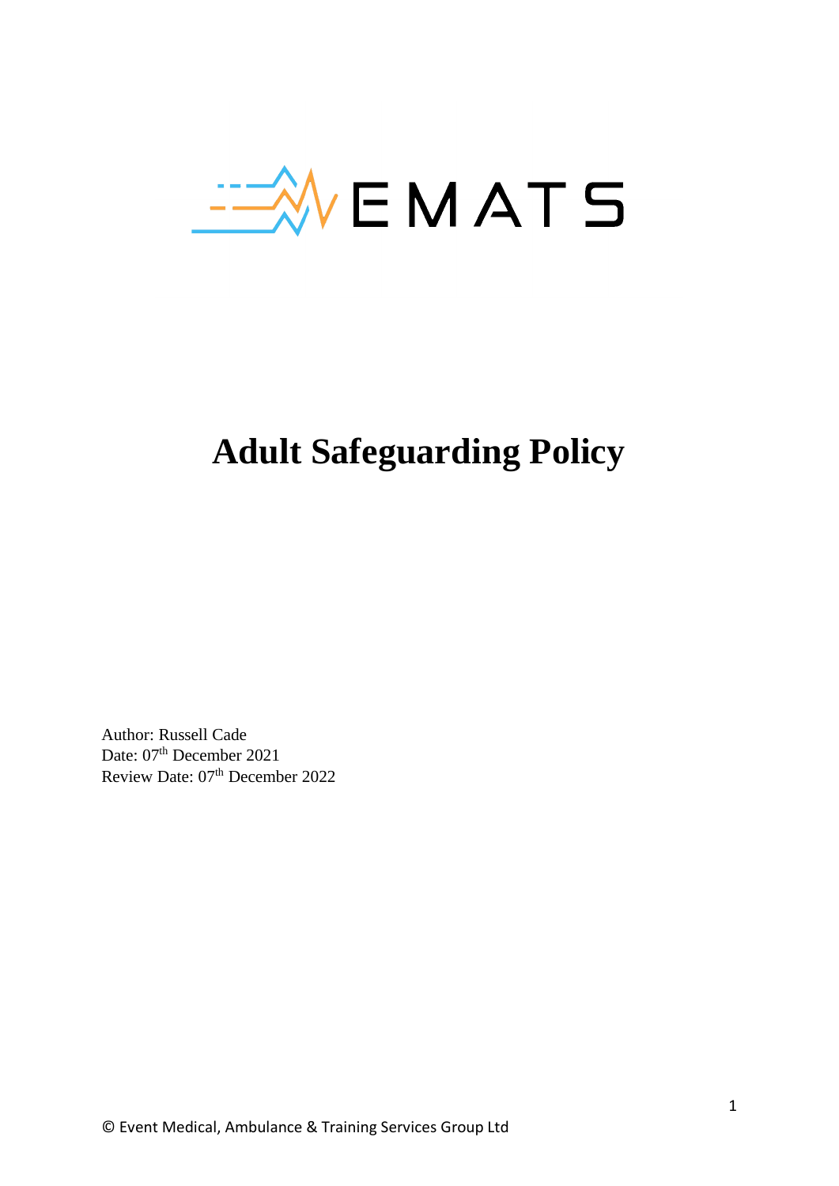EMATS

# Adult Safeguarding Policy

Author: Russell Cade
Date: 07th December 2021
Review Date: 07th December 2022

© Event Medical, Ambulance & Training Services Group Ltd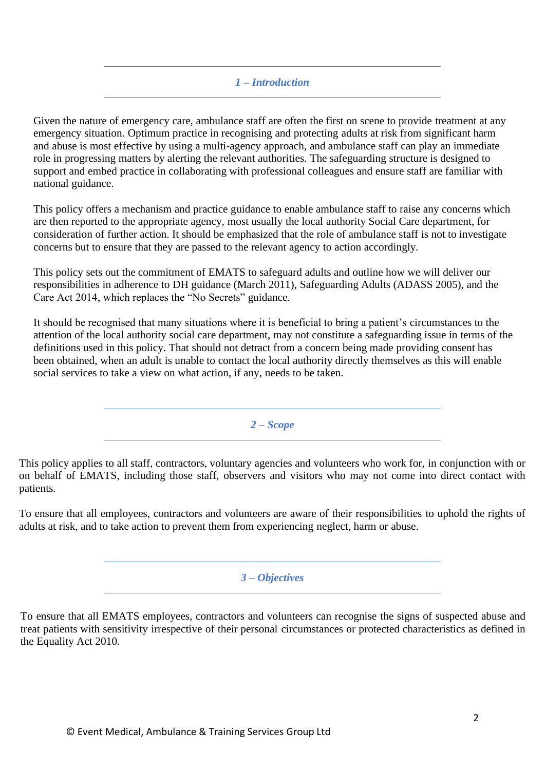## *1 – Introduction*

Given the nature of emergency care, ambulance staff are often the first on scene to provide treatment at any emergency situation. Optimum practice in recognising and protecting adults at risk from significant harm and abuse is most effective by using a multi-agency approach, and ambulance staff can play an immediate role in progressing matters by alerting the relevant authorities. The safeguarding structure is designed to support and embed practice in collaborating with professional colleagues and ensure staff are familiar with national guidance.

This policy offers a mechanism and practice guidance to enable ambulance staff to raise any concerns which are then reported to the appropriate agency, most usually the local authority Social Care department, for consideration of further action. It should be emphasized that the role of ambulance staff is not to investigate concerns but to ensure that they are passed to the relevant agency to action accordingly.

This policy sets out the commitment of EMATS to safeguard adults and outline how we will deliver our responsibilities in adherence to DH guidance (March 2011), Safeguarding Adults (ADASS 2005), and the Care Act 2014, which replaces the "No Secrets" guidance.

It should be recognised that many situations where it is beneficial to bring a patient's circumstances to the attention of the local authority social care department, may not constitute a safeguarding issue in terms of the definitions used in this policy. That should not detract from a concern being made providing consent has been obtained, when an adult is unable to contact the local authority directly themselves as this will enable social services to take a view on what action, if any, needs to be taken.

## *2 – Scope*

This policy applies to all staff, contractors, voluntary agencies and volunteers who work for, in conjunction with or on behalf of EMATS, including those staff, observers and visitors who may not come into direct contact with patients.

To ensure that all employees, contractors and volunteers are aware of their responsibilities to uphold the rights of adults at risk, and to take action to prevent them from experiencing neglect, harm or abuse.

## *3 – Objectives*

To ensure that all EMATS employees, contractors and volunteers can recognise the signs of suspected abuse and treat patients with sensitivity irrespective of their personal circumstances or protected characteristics as defined in the Equality Act 2010.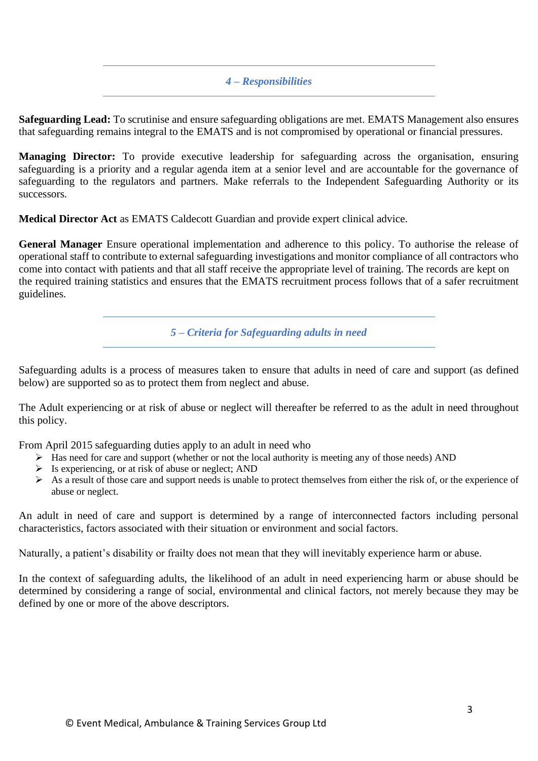## *4 – Responsibilities*

**Safeguarding Lead:** To scrutinise and ensure safeguarding obligations are met. EMATS Management also ensures that safeguarding remains integral to the EMATS and is not compromised by operational or financial pressures.

**Managing Director:** To provide executive leadership for safeguarding across the organisation, ensuring safeguarding is a priority and a regular agenda item at a senior level and are accountable for the governance of safeguarding to the regulators and partners. Make referrals to the Independent Safeguarding Authority or its successors.

**Medical Director Act** as EMATS Caldecott Guardian and provide expert clinical advice.

**General Manager** Ensure operational implementation and adherence to this policy. To authorise the release of operational staff to contribute to external safeguarding investigations and monitor compliance of all contractors who come into contact with patients and that all staff receive the appropriate level of training. The records are kept on the required training statistics and ensures that the EMATS recruitment process follows that of a safer recruitment guidelines.

## *5 – Criteria for Safeguarding adults in need*

Safeguarding adults is a process of measures taken to ensure that adults in need of care and support (as defined below) are supported so as to protect them from neglect and abuse.

The Adult experiencing or at risk of abuse or neglect will thereafter be referred to as the adult in need throughout this policy.

From April 2015 safeguarding duties apply to an adult in need who

- Has need for care and support (whether or not the local authority is meeting any of those needs) AND
- Is experiencing, or at risk of abuse or neglect; AND
- As a result of those care and support needs is unable to protect themselves from either the risk of, or the experience of abuse or neglect.

An adult in need of care and support is determined by a range of interconnected factors including personal characteristics, factors associated with their situation or environment and social factors.

Naturally, a patient's disability or frailty does not mean that they will inevitably experience harm or abuse.

In the context of safeguarding adults, the likelihood of an adult in need experiencing harm or abuse should be determined by considering a range of social, environmental and clinical factors, not merely because they may be defined by one or more of the above descriptors.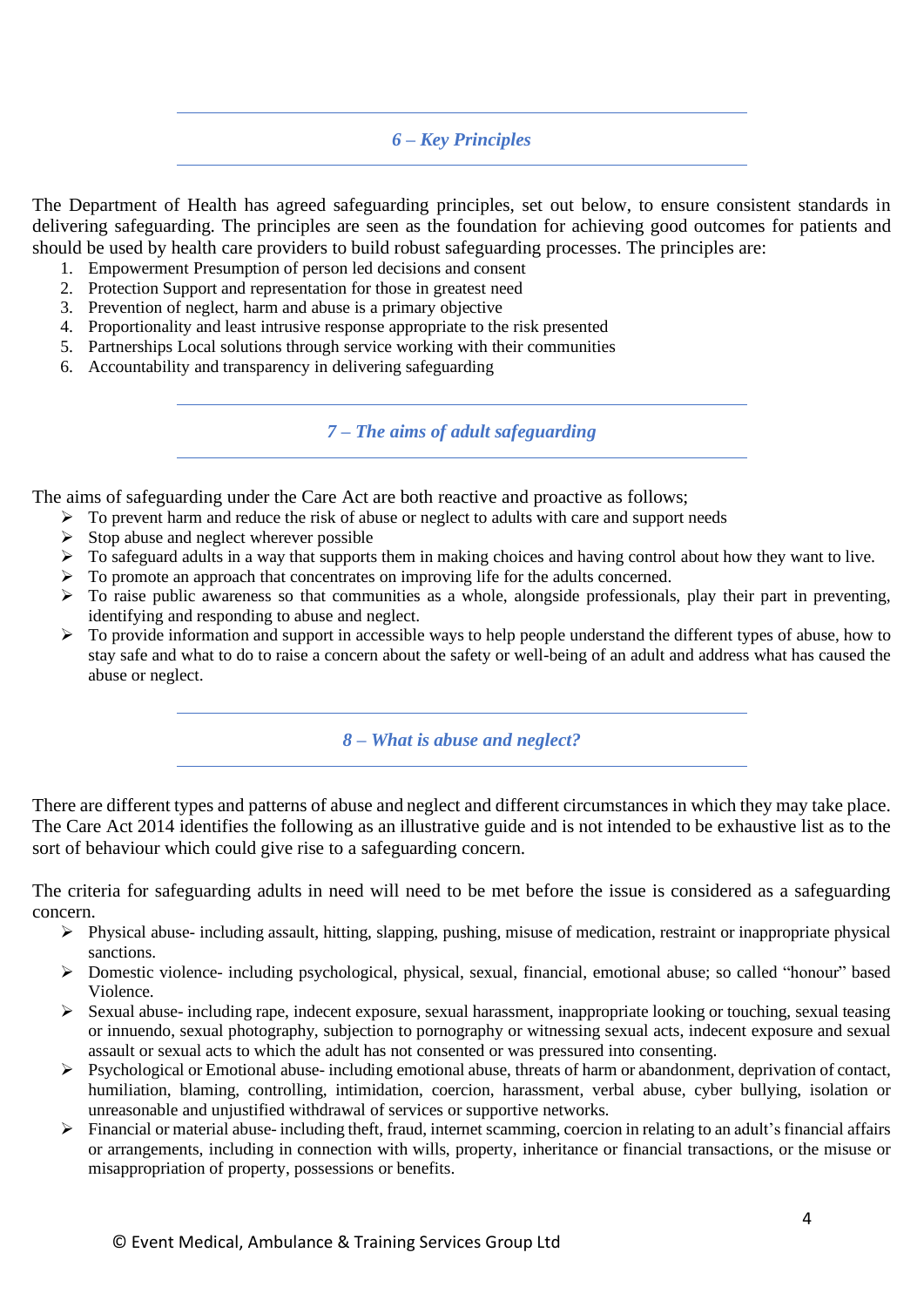## *6 – Key Principles*

The Department of Health has agreed safeguarding principles, set out below, to ensure consistent standards in delivering safeguarding. The principles are seen as the foundation for achieving good outcomes for patients and should be used by health care providers to build robust safeguarding processes. The principles are:

1. Empowerment Presumption of person led decisions and consent
2. Protection Support and representation for those in greatest need
3. Prevention of neglect, harm and abuse is a primary objective
4. Proportionality and least intrusive response appropriate to the risk presented
5. Partnerships Local solutions through service working with their communities
6. Accountability and transparency in delivering safeguarding

## *7 – The aims of adult safeguarding*

The aims of safeguarding under the Care Act are both reactive and proactive as follows;

- To prevent harm and reduce the risk of abuse or neglect to adults with care and support needs
- Stop abuse and neglect wherever possible
- To safeguard adults in a way that supports them in making choices and having control about how they want to live.
- To promote an approach that concentrates on improving life for the adults concerned.
- To raise public awareness so that communities as a whole, alongside professionals, play their part in preventing, identifying and responding to abuse and neglect.
- To provide information and support in accessible ways to help people understand the different types of abuse, how to stay safe and what to do to raise a concern about the safety or well-being of an adult and address what has caused the abuse or neglect.

## *8 – What is abuse and neglect?*

There are different types and patterns of abuse and neglect and different circumstances in which they may take place. The Care Act 2014 identifies the following as an illustrative guide and is not intended to be exhaustive list as to the sort of behaviour which could give rise to a safeguarding concern.

The criteria for safeguarding adults in need will need to be met before the issue is considered as a safeguarding concern.

- Physical abuse- including assault, hitting, slapping, pushing, misuse of medication, restraint or inappropriate physical sanctions.
- Domestic violence- including psychological, physical, sexual, financial, emotional abuse; so called "honour" based Violence.
- Sexual abuse- including rape, indecent exposure, sexual harassment, inappropriate looking or touching, sexual teasing or innuendo, sexual photography, subjection to pornography or witnessing sexual acts, indecent exposure and sexual assault or sexual acts to which the adult has not consented or was pressured into consenting.
- Psychological or Emotional abuse- including emotional abuse, threats of harm or abandonment, deprivation of contact, humiliation, blaming, controlling, intimidation, coercion, harassment, verbal abuse, cyber bullying, isolation or unreasonable and unjustified withdrawal of services or supportive networks.
- Financial or material abuse- including theft, fraud, internet scamming, coercion in relating to an adult's financial affairs or arrangements, including in connection with wills, property, inheritance or financial transactions, or the misuse or misappropriation of property, possessions or benefits.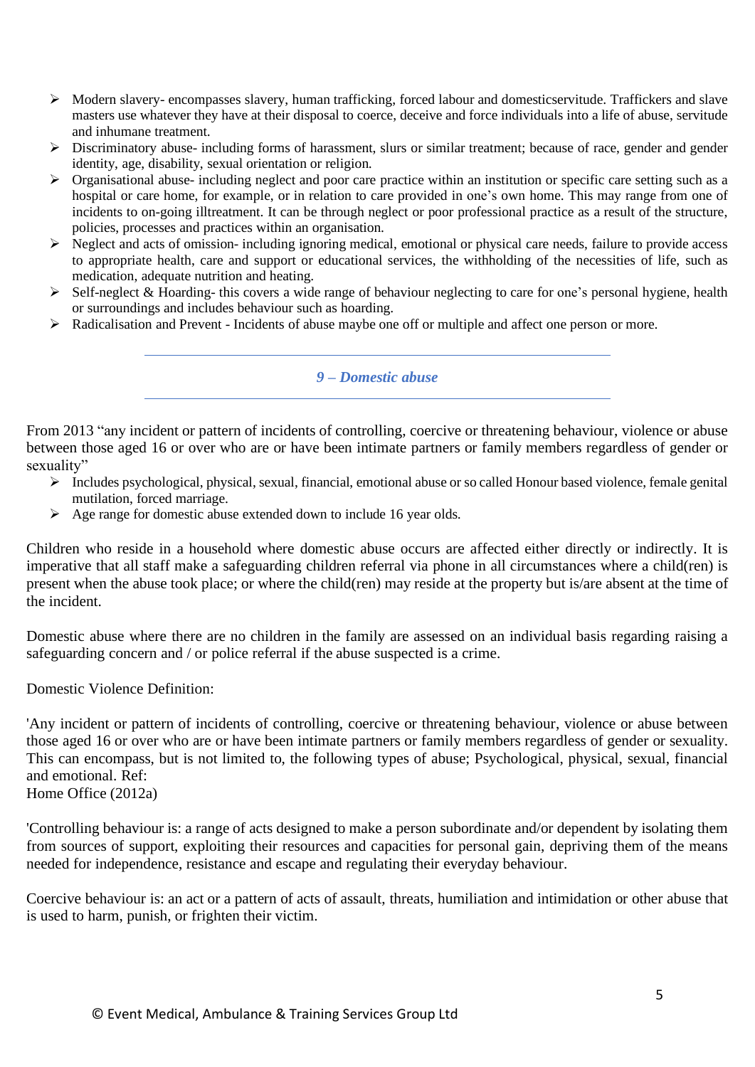- Modern slavery- encompasses slavery, human trafficking, forced labour and domesticservitude. Traffickers and slave masters use whatever they have at their disposal to coerce, deceive and force individuals into a life of abuse, servitude and inhumane treatment.
- Discriminatory abuse- including forms of harassment, slurs or similar treatment; because of race, gender and gender identity, age, disability, sexual orientation or religion.
- Organisational abuse- including neglect and poor care practice within an institution or specific care setting such as a hospital or care home, for example, or in relation to care provided in one's own home. This may range from one of incidents to on-going illtreatment. It can be through neglect or poor professional practice as a result of the structure, policies, processes and practices within an organisation.
- Neglect and acts of omission- including ignoring medical, emotional or physical care needs, failure to provide access to appropriate health, care and support or educational services, the withholding of the necessities of life, such as medication, adequate nutrition and heating.
- Self-neglect & Hoarding- this covers a wide range of behaviour neglecting to care for one's personal hygiene, health or surroundings and includes behaviour such as hoarding.
- Radicalisation and Prevent - Incidents of abuse maybe one off or multiple and affect one person or more.

## *9 – Domestic abuse*

From 2013 "any incident or pattern of incidents of controlling, coercive or threatening behaviour, violence or abuse between those aged 16 or over who are or have been intimate partners or family members regardless of gender or sexuality"

- Includes psychological, physical, sexual, financial, emotional abuse or so called Honour based violence, female genital mutilation, forced marriage.
- Age range for domestic abuse extended down to include 16 year olds.

Children who reside in a household where domestic abuse occurs are affected either directly or indirectly. It is imperative that all staff make a safeguarding children referral via phone in all circumstances where a child(ren) is present when the abuse took place; or where the child(ren) may reside at the property but is/are absent at the time of the incident.

Domestic abuse where there are no children in the family are assessed on an individual basis regarding raising a safeguarding concern and / or police referral if the abuse suspected is a crime.

Domestic Violence Definition:

'Any incident or pattern of incidents of controlling, coercive or threatening behaviour, violence or abuse between those aged 16 or over who are or have been intimate partners or family members regardless of gender or sexuality. This can encompass, but is not limited to, the following types of abuse; Psychological, physical, sexual, financial and emotional. Ref:
Home Office (2012a)

'Controlling behaviour is: a range of acts designed to make a person subordinate and/or dependent by isolating them from sources of support, exploiting their resources and capacities for personal gain, depriving them of the means needed for independence, resistance and escape and regulating their everyday behaviour.

Coercive behaviour is: an act or a pattern of acts of assault, threats, humiliation and intimidation or other abuse that is used to harm, punish, or frighten their victim.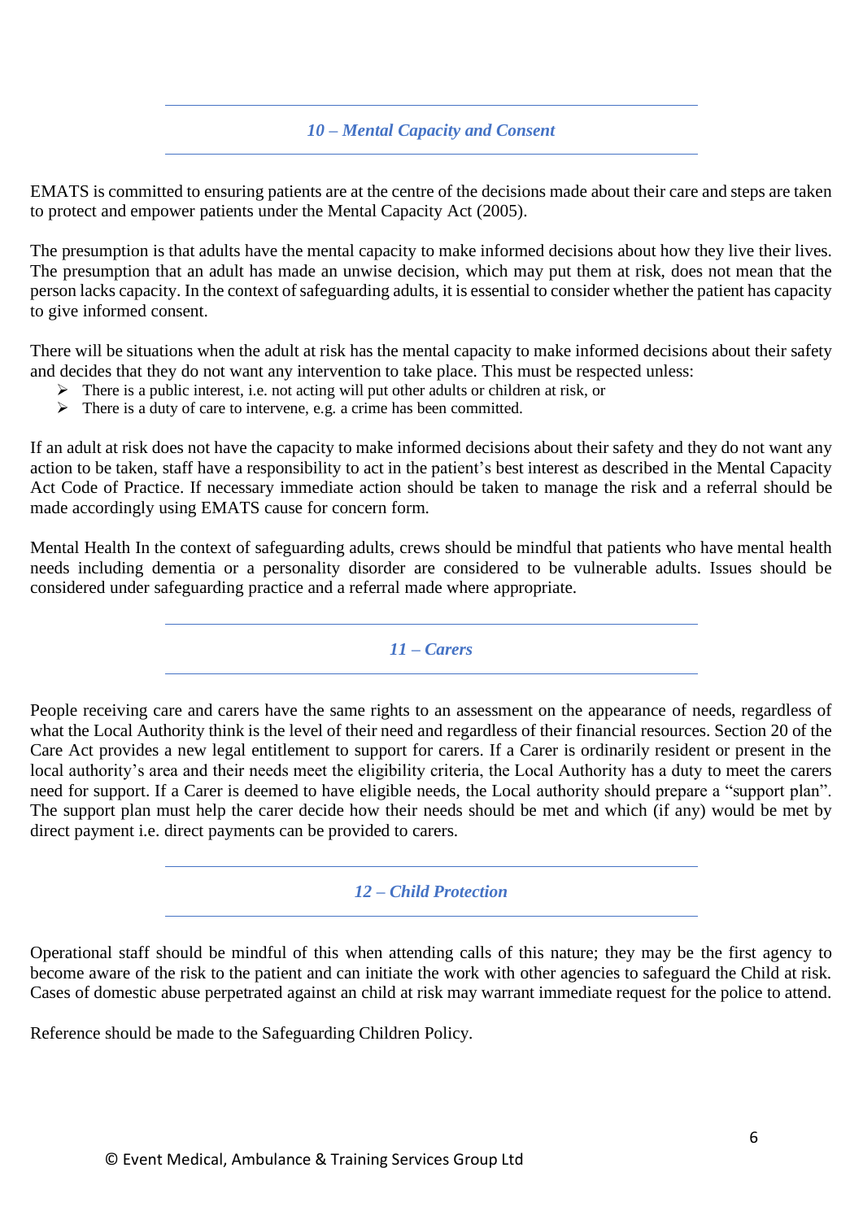## *10 – Mental Capacity and Consent*

EMATS is committed to ensuring patients are at the centre of the decisions made about their care and steps are taken to protect and empower patients under the Mental Capacity Act (2005).

The presumption is that adults have the mental capacity to make informed decisions about how they live their lives. The presumption that an adult has made an unwise decision, which may put them at risk, does not mean that the person lacks capacity. In the context of safeguarding adults, it is essential to consider whether the patient has capacity to give informed consent.

There will be situations when the adult at risk has the mental capacity to make informed decisions about their safety and decides that they do not want any intervention to take place. This must be respected unless:

- There is a public interest, i.e. not acting will put other adults or children at risk, or
- There is a duty of care to intervene, e.g. a crime has been committed.

If an adult at risk does not have the capacity to make informed decisions about their safety and they do not want any action to be taken, staff have a responsibility to act in the patient's best interest as described in the Mental Capacity Act Code of Practice. If necessary immediate action should be taken to manage the risk and a referral should be made accordingly using EMATS cause for concern form.

Mental Health In the context of safeguarding adults, crews should be mindful that patients who have mental health needs including dementia or a personality disorder are considered to be vulnerable adults. Issues should be considered under safeguarding practice and a referral made where appropriate.

## *11 – Carers*

People receiving care and carers have the same rights to an assessment on the appearance of needs, regardless of what the Local Authority think is the level of their need and regardless of their financial resources. Section 20 of the Care Act provides a new legal entitlement to support for carers. If a Carer is ordinarily resident or present in the local authority's area and their needs meet the eligibility criteria, the Local Authority has a duty to meet the carers need for support. If a Carer is deemed to have eligible needs, the Local authority should prepare a "support plan". The support plan must help the carer decide how their needs should be met and which (if any) would be met by direct payment i.e. direct payments can be provided to carers.

## *12 – Child Protection*

Operational staff should be mindful of this when attending calls of this nature; they may be the first agency to become aware of the risk to the patient and can initiate the work with other agencies to safeguard the Child at risk. Cases of domestic abuse perpetrated against an child at risk may warrant immediate request for the police to attend.

Reference should be made to the Safeguarding Children Policy.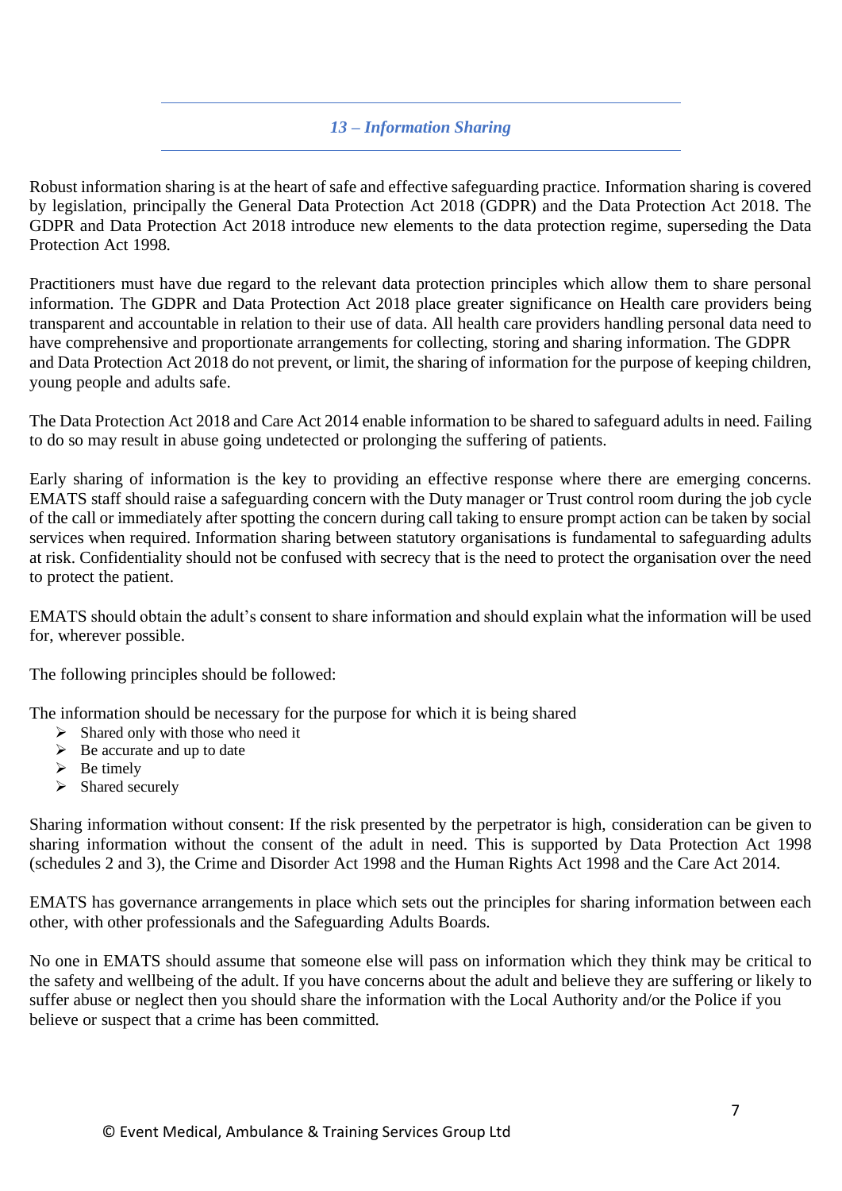## *13 – Information Sharing*

Robust information sharing is at the heart of safe and effective safeguarding practice. Information sharing is covered by legislation, principally the General Data Protection Act 2018 (GDPR) and the Data Protection Act 2018. The GDPR and Data Protection Act 2018 introduce new elements to the data protection regime, superseding the Data Protection Act 1998.

Practitioners must have due regard to the relevant data protection principles which allow them to share personal information. The GDPR and Data Protection Act 2018 place greater significance on Health care providers being transparent and accountable in relation to their use of data. All health care providers handling personal data need to have comprehensive and proportionate arrangements for collecting, storing and sharing information. The GDPR and Data Protection Act 2018 do not prevent, or limit, the sharing of information for the purpose of keeping children, young people and adults safe.

The Data Protection Act 2018 and Care Act 2014 enable information to be shared to safeguard adults in need. Failing to do so may result in abuse going undetected or prolonging the suffering of patients.

Early sharing of information is the key to providing an effective response where there are emerging concerns. EMATS staff should raise a safeguarding concern with the Duty manager or Trust control room during the job cycle of the call or immediately after spotting the concern during call taking to ensure prompt action can be taken by social services when required. Information sharing between statutory organisations is fundamental to safeguarding adults at risk. Confidentiality should not be confused with secrecy that is the need to protect the organisation over the need to protect the patient.

EMATS should obtain the adult's consent to share information and should explain what the information will be used for, wherever possible.

The following principles should be followed:

The information should be necessary for the purpose for which it is being shared

- Shared only with those who need it
- Be accurate and up to date
- Be timely
- Shared securely

Sharing information without consent: If the risk presented by the perpetrator is high, consideration can be given to sharing information without the consent of the adult in need. This is supported by Data Protection Act 1998 (schedules 2 and 3), the Crime and Disorder Act 1998 and the Human Rights Act 1998 and the Care Act 2014.

EMATS has governance arrangements in place which sets out the principles for sharing information between each other, with other professionals and the Safeguarding Adults Boards.

No one in EMATS should assume that someone else will pass on information which they think may be critical to the safety and wellbeing of the adult. If you have concerns about the adult and believe they are suffering or likely to suffer abuse or neglect then you should share the information with the Local Authority and/or the Police if you believe or suspect that a crime has been committed.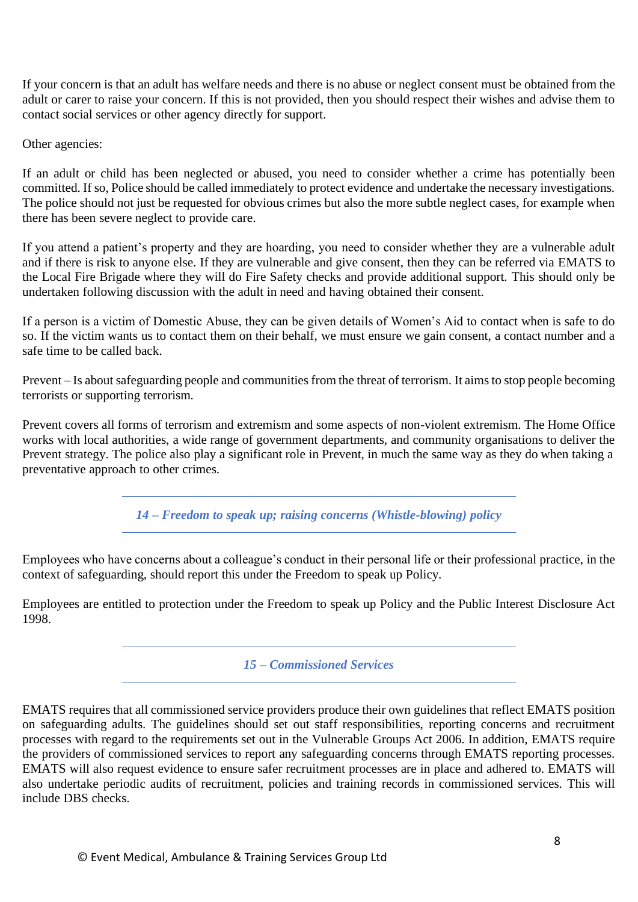If your concern is that an adult has welfare needs and there is no abuse or neglect consent must be obtained from the adult or carer to raise your concern. If this is not provided, then you should respect their wishes and advise them to contact social services or other agency directly for support.

Other agencies:

If an adult or child has been neglected or abused, you need to consider whether a crime has potentially been committed. If so, Police should be called immediately to protect evidence and undertake the necessary investigations. The police should not just be requested for obvious crimes but also the more subtle neglect cases, for example when there has been severe neglect to provide care.

If you attend a patient's property and they are hoarding, you need to consider whether they are a vulnerable adult and if there is risk to anyone else. If they are vulnerable and give consent, then they can be referred via EMATS to the Local Fire Brigade where they will do Fire Safety checks and provide additional support. This should only be undertaken following discussion with the adult in need and having obtained their consent.

If a person is a victim of Domestic Abuse, they can be given details of Women's Aid to contact when is safe to do so. If the victim wants us to contact them on their behalf, we must ensure we gain consent, a contact number and a safe time to be called back.

Prevent – Is about safeguarding people and communities from the threat of terrorism. It aims to stop people becoming terrorists or supporting terrorism.

Prevent covers all forms of terrorism and extremism and some aspects of non-violent extremism. The Home Office works with local authorities, a wide range of government departments, and community organisations to deliver the Prevent strategy. The police also play a significant role in Prevent, in much the same way as they do when taking a preventative approach to other crimes.

## *14 – Freedom to speak up; raising concerns (Whistle-blowing) policy*

Employees who have concerns about a colleague's conduct in their personal life or their professional practice, in the context of safeguarding, should report this under the Freedom to speak up Policy.

Employees are entitled to protection under the Freedom to speak up Policy and the Public Interest Disclosure Act 1998.

## *15 – Commissioned Services*

EMATS requires that all commissioned service providers produce their own guidelines that reflect EMATS position on safeguarding adults. The guidelines should set out staff responsibilities, reporting concerns and recruitment processes with regard to the requirements set out in the Vulnerable Groups Act 2006. In addition, EMATS require the providers of commissioned services to report any safeguarding concerns through EMATS reporting processes. EMATS will also request evidence to ensure safer recruitment processes are in place and adhered to. EMATS will also undertake periodic audits of recruitment, policies and training records in commissioned services. This will include DBS checks.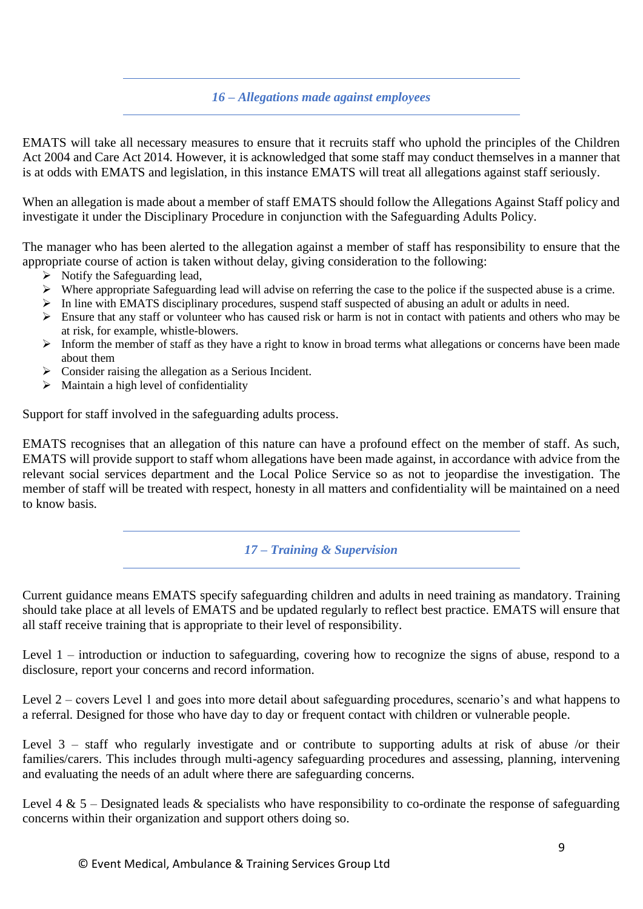## *16 – Allegations made against employees*

EMATS will take all necessary measures to ensure that it recruits staff who uphold the principles of the Children Act 2004 and Care Act 2014. However, it is acknowledged that some staff may conduct themselves in a manner that is at odds with EMATS and legislation, in this instance EMATS will treat all allegations against staff seriously.

When an allegation is made about a member of staff EMATS should follow the Allegations Against Staff policy and investigate it under the Disciplinary Procedure in conjunction with the Safeguarding Adults Policy.

The manager who has been alerted to the allegation against a member of staff has responsibility to ensure that the appropriate course of action is taken without delay, giving consideration to the following:

- Notify the Safeguarding lead,
- Where appropriate Safeguarding lead will advise on referring the case to the police if the suspected abuse is a crime.
- In line with EMATS disciplinary procedures, suspend staff suspected of abusing an adult or adults in need.
- Ensure that any staff or volunteer who has caused risk or harm is not in contact with patients and others who may be at risk, for example, whistle-blowers.
- Inform the member of staff as they have a right to know in broad terms what allegations or concerns have been made about them
- Consider raising the allegation as a Serious Incident.
- Maintain a high level of confidentiality

Support for staff involved in the safeguarding adults process.

EMATS recognises that an allegation of this nature can have a profound effect on the member of staff. As such, EMATS will provide support to staff whom allegations have been made against, in accordance with advice from the relevant social services department and the Local Police Service so as not to jeopardise the investigation. The member of staff will be treated with respect, honesty in all matters and confidentiality will be maintained on a need to know basis.

## *17 – Training & Supervision*

Current guidance means EMATS specify safeguarding children and adults in need training as mandatory. Training should take place at all levels of EMATS and be updated regularly to reflect best practice. EMATS will ensure that all staff receive training that is appropriate to their level of responsibility.

Level 1 – introduction or induction to safeguarding, covering how to recognize the signs of abuse, respond to a disclosure, report your concerns and record information.

Level 2 – covers Level 1 and goes into more detail about safeguarding procedures, scenario's and what happens to a referral. Designed for those who have day to day or frequent contact with children or vulnerable people.

Level 3 – staff who regularly investigate and or contribute to supporting adults at risk of abuse /or their families/carers. This includes through multi-agency safeguarding procedures and assessing, planning, intervening and evaluating the needs of an adult where there are safeguarding concerns.

Level 4 & 5 – Designated leads & specialists who have responsibility to co-ordinate the response of safeguarding concerns within their organization and support others doing so.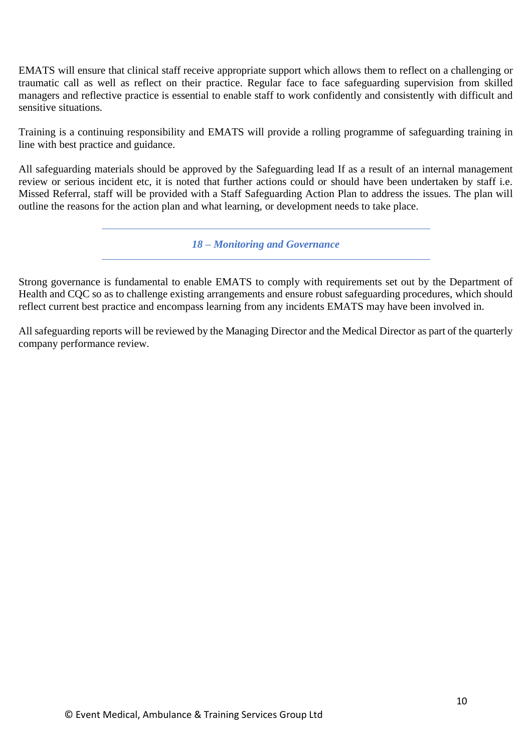EMATS will ensure that clinical staff receive appropriate support which allows them to reflect on a challenging or traumatic call as well as reflect on their practice. Regular face to face safeguarding supervision from skilled managers and reflective practice is essential to enable staff to work confidently and consistently with difficult and sensitive situations.

Training is a continuing responsibility and EMATS will provide a rolling programme of safeguarding training in line with best practice and guidance.

All safeguarding materials should be approved by the Safeguarding lead If as a result of an internal management review or serious incident etc, it is noted that further actions could or should have been undertaken by staff i.e. Missed Referral, staff will be provided with a Staff Safeguarding Action Plan to address the issues. The plan will outline the reasons for the action plan and what learning, or development needs to take place.

## *18 – Monitoring and Governance*

Strong governance is fundamental to enable EMATS to comply with requirements set out by the Department of Health and CQC so as to challenge existing arrangements and ensure robust safeguarding procedures, which should reflect current best practice and encompass learning from any incidents EMATS may have been involved in.

All safeguarding reports will be reviewed by the Managing Director and the Medical Director as part of the quarterly company performance review.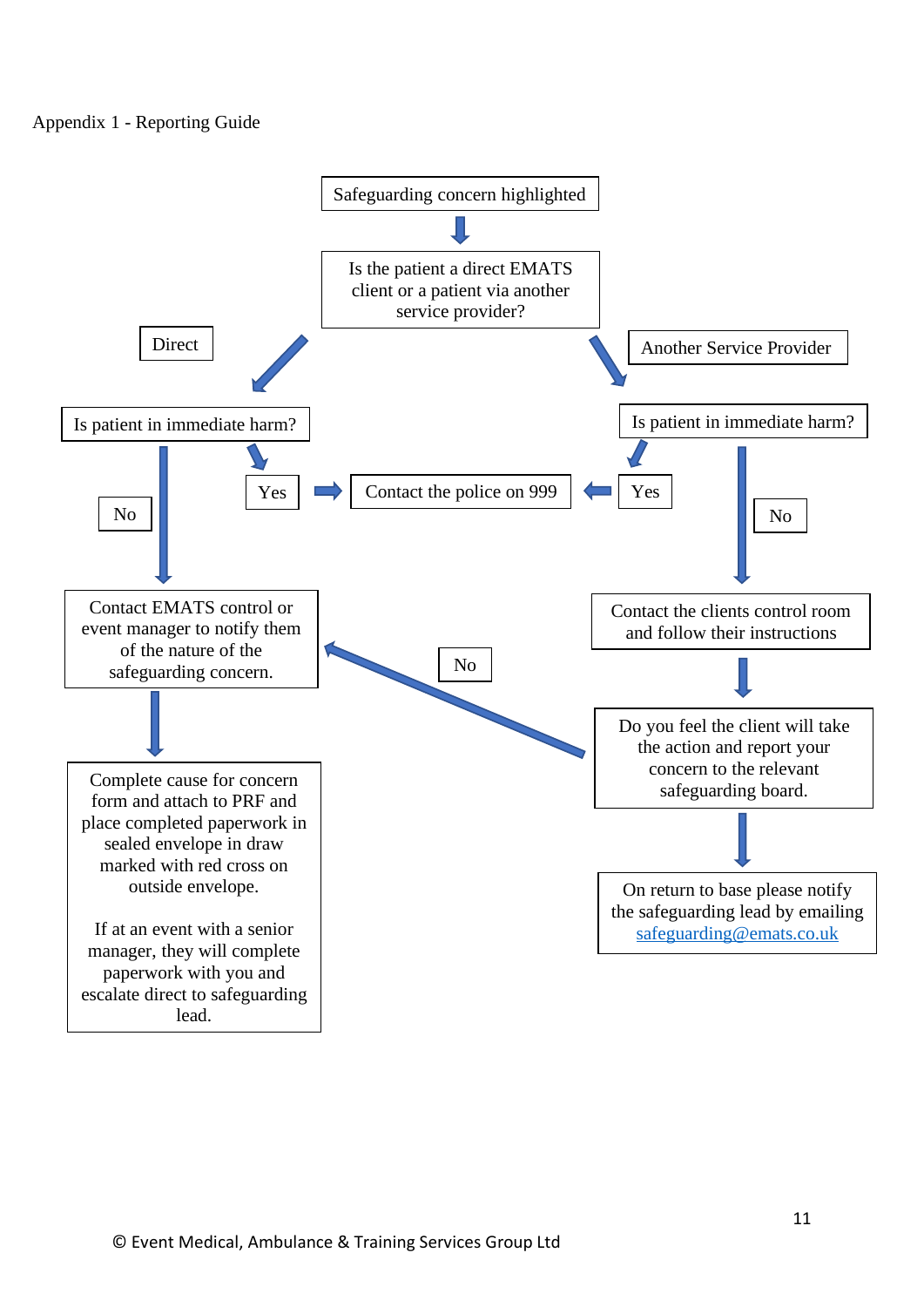Appendix 1 - Reporting Guide

Safeguarding concern highlighted

Is the patient a direct EMATS client or a patient via another service provider?

Direct

Another Service Provider

Is patient in immediate harm?

Is patient in immediate harm?

Yes

Contact the police on 999

Yes

No

No

Contact EMATS control or event manager to notify them of the nature of the safeguarding concern.

Contact the clients control room and follow their instructions

No

Do you feel the client will take the action and report your concern to the relevant safeguarding board.

Complete cause for concern form and attach to PRF and place completed paperwork in sealed envelope in draw marked with red cross on outside envelope.

If at an event with a senior manager, they will complete paperwork with you and escalate direct to safeguarding lead.

On return to base please notify the safeguarding lead by emailing safeguarding@emats.co.uk

© Event Medical, Ambulance & Training Services Group Ltd